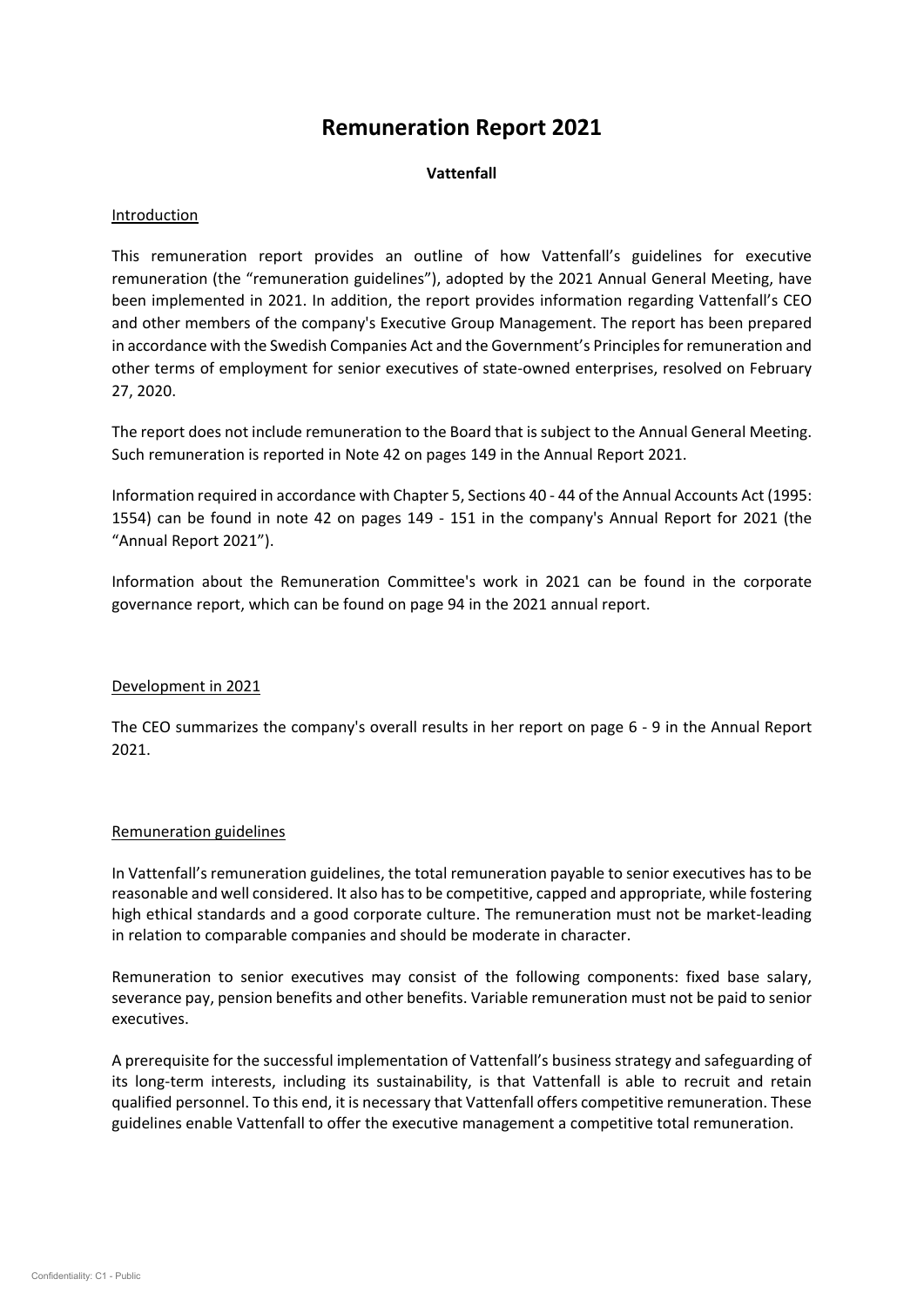# Remuneration Report 2021

**Vattenfall**

## Introduction

This remuneration report provides an outline of how Vattenfall's guidelines for executive remuneration (the "remuneration guidelines"), adopted by the 2021 Annual General Meeting, have been implemented in 2021. In addition, the report provides information regarding Vattenfall's CEO and other members of the company's Executive Group Management. The report has been prepared in accordance with the Swedish Companies Act and the Government's Principles for remuneration and other terms of employment for senior executives of state-owned enterprises, resolved on February 27, 2020.

The report does not include remuneration to the Board that is subject to the Annual General Meeting. Such remuneration is reported in Note 42 on pages 149 in the Annual Report 2021.

Information required in accordance with Chapter 5, Sections 40 - 44 of the Annual Accounts Act (1995: 1554) can be found in note 42 on pages 149 - 151 in the company's Annual Report for 2021 (the "Annual Report 2021").

Information about the Remuneration Committee's work in 2021 can be found in the corporate governance report, which can be found on page 94 in the 2021 annual report.

## Development in 2021

The CEO summarizes the company's overall results in her report on page 6 - 9 in the Annual Report 2021.

## Remuneration guidelines

In Vattenfall's remuneration guidelines, the total remuneration payable to senior executives has to be reasonable and well considered. It also has to be competitive, capped and appropriate, while fostering high ethical standards and a good corporate culture. The remuneration must not be market-leading in relation to comparable companies and should be moderate in character.

Remuneration to senior executives may consist of the following components: fixed base salary, severance pay, pension benefits and other benefits. Variable remuneration must not be paid to senior executives.

A prerequisite for the successful implementation of Vattenfall's business strategy and safeguarding of its long-term interests, including its sustainability, is that Vattenfall is able to recruit and retain qualified personnel. To this end, it is necessary that Vattenfall offers competitive remuneration. These guidelines enable Vattenfall to offer the executive management a competitive total remuneration.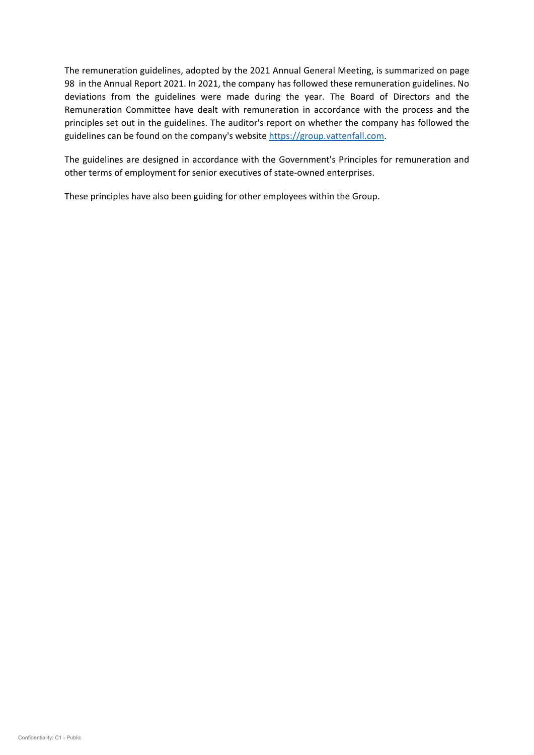The remuneration guidelines, adopted by the 2021 Annual General Meeting, is summarized on page 98 in the Annual Report 2021. In 2021, the company has followed these remuneration guidelines. No deviations from the guidelines were made during the year. The Board of Directors and the Remuneration Committee have dealt with remuneration in accordance with the process and the principles set out in the guidelines. The auditor's report on whether the company has followed the guidelines can be found on the company's website [https://group.vattenfall.com](https://group.vattenfall.com).

The guidelines are designed in accordance with the Government's Principles for remuneration and other terms of employment for senior executives of state-owned enterprises.

These principles have also been guiding for other employees within the Group.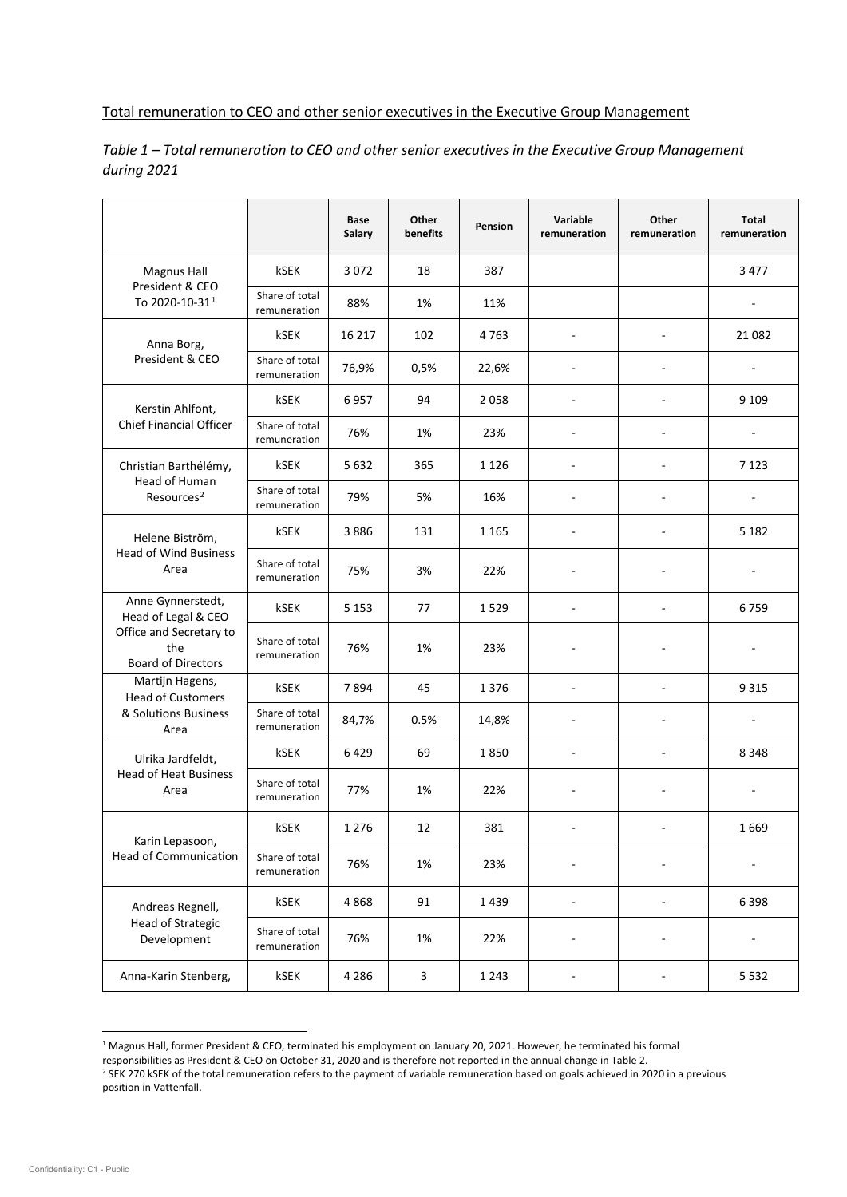Total remuneration to CEO and other senior executives in the Executive Group Management

*Table 1 – Total remuneration to CEO and other senior executives in the Executive Group Management during 2021*

| | | **Base Salary** | **Other benefits** | **Pension** | **Variable remuneration** | **Other remuneration** | **Total remuneration** |
|---|---|---|---|---|---|---|---|
| Magnus Hall President & CEO To 2020-10-31[1] | kSEK | 3 072 | 18 | 387 | | | 3 477 |
| | Share of total remuneration | 88% | 1% | 11% | | | - |
| Anna Borg, President & CEO | kSEK | 16 217 | 102 | 4 763 | - | - | 21 082 |
| | Share of total remuneration | 76,9% | 0,5% | 22,6% | - | - | - |
| Kerstin Ahlfont, Chief Financial Officer | kSEK | 6 957 | 94 | 2 058 | - | - | 9 109 |
| | Share of total remuneration | 76% | 1% | 23% | - | - | - |
| Christian Barthélémy, Head of Human Resources[2] | kSEK | 5 632 | 365 | 1 126 | - | - | 7 123 |
| | Share of total remuneration | 79% | 5% | 16% | - | - | - |
| Helene Biström, Head of Wind Business Area | kSEK | 3 886 | 131 | 1 165 | - | - | 5 182 |
| | Share of total remuneration | 75% | 3% | 22% | - | - | - |
| Anne Gynnerstedt, Head of Legal & CEO Office and Secretary to the Board of Directors | kSEK | 5 153 | 77 | 1 529 | - | - | 6 759 |
| | Share of total remuneration | 76% | 1% | 23% | - | - | - |
| Martijn Hagens, Head of Customers & Solutions Business Area | kSEK | 7 894 | 45 | 1 376 | - | - | 9 315 |
| | Share of total remuneration | 84,7% | 0.5% | 14,8% | - | - | - |
| Ulrika Jardfeldt, Head of Heat Business Area | kSEK | 6 429 | 69 | 1 850 | - | - | 8 348 |
| | Share of total remuneration | 77% | 1% | 22% | - | - | - |
| Karin Lepasoon, Head of Communication | kSEK | 1 276 | 12 | 381 | - | - | 1 669 |
| | Share of total remuneration | 76% | 1% | 23% | - | - | - |
| Andreas Regnell, Head of Strategic Development | kSEK | 4 868 | 91 | 1 439 | - | - | 6 398 |
| | Share of total remuneration | 76% | 1% | 22% | - | - | - |
| Anna-Karin Stenberg, | kSEK | 4 286 | 3 | 1 243 | - | - | 5 532 |

[1] Magnus Hall, former President & CEO, terminated his employment on January 20, 2021. However, he terminated his formal responsibilities as President & CEO on October 31, 2020 and is therefore not reported in the annual change in Table 2.

[2] SEK 270 kSEK of the total remuneration refers to the payment of variable remuneration based on goals achieved in 2020 in a previous position in Vattenfall.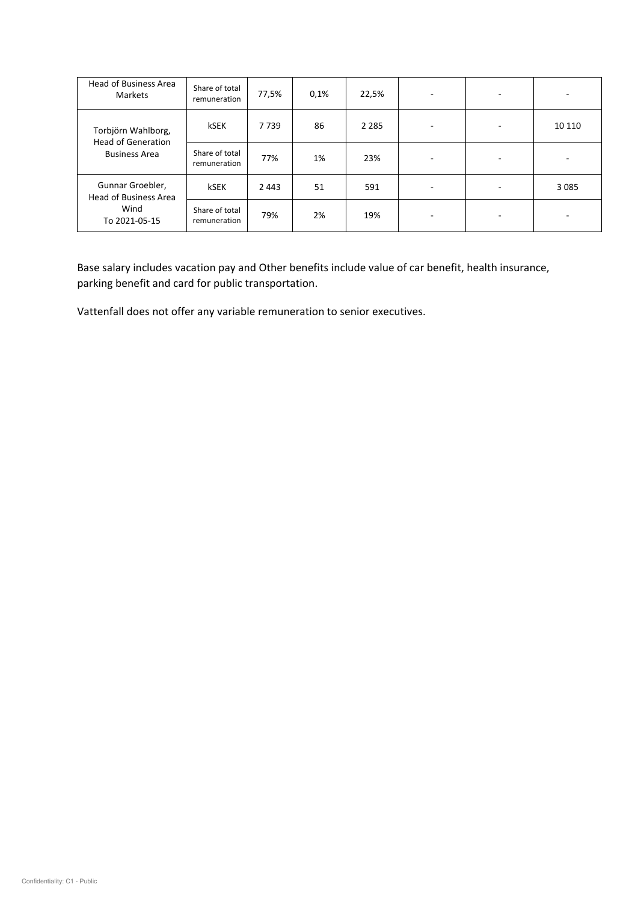| | | | | | | | |
|---|---|---|---|---|---|---|---|
| Head of Business Area Markets | Share of total remuneration | 77,5% | 0,1% | 22,5% | - | - | - |
| Torbjörn Wahlborg, Head of Generation Business Area | kSEK | 7 739 | 86 | 2 285 | - | - | 10 110 |
| | Share of total remuneration | 77% | 1% | 23% | - | - | - |
| Gunnar Groebler, Head of Business Area Wind To 2021-05-15 | kSEK | 2 443 | 51 | 591 | - | - | 3 085 |
| | Share of total remuneration | 79% | 2% | 19% | - | - | - |

Base salary includes vacation pay and Other benefits include value of car benefit, health insurance, parking benefit and card for public transportation.

Vattenfall does not offer any variable remuneration to senior executives.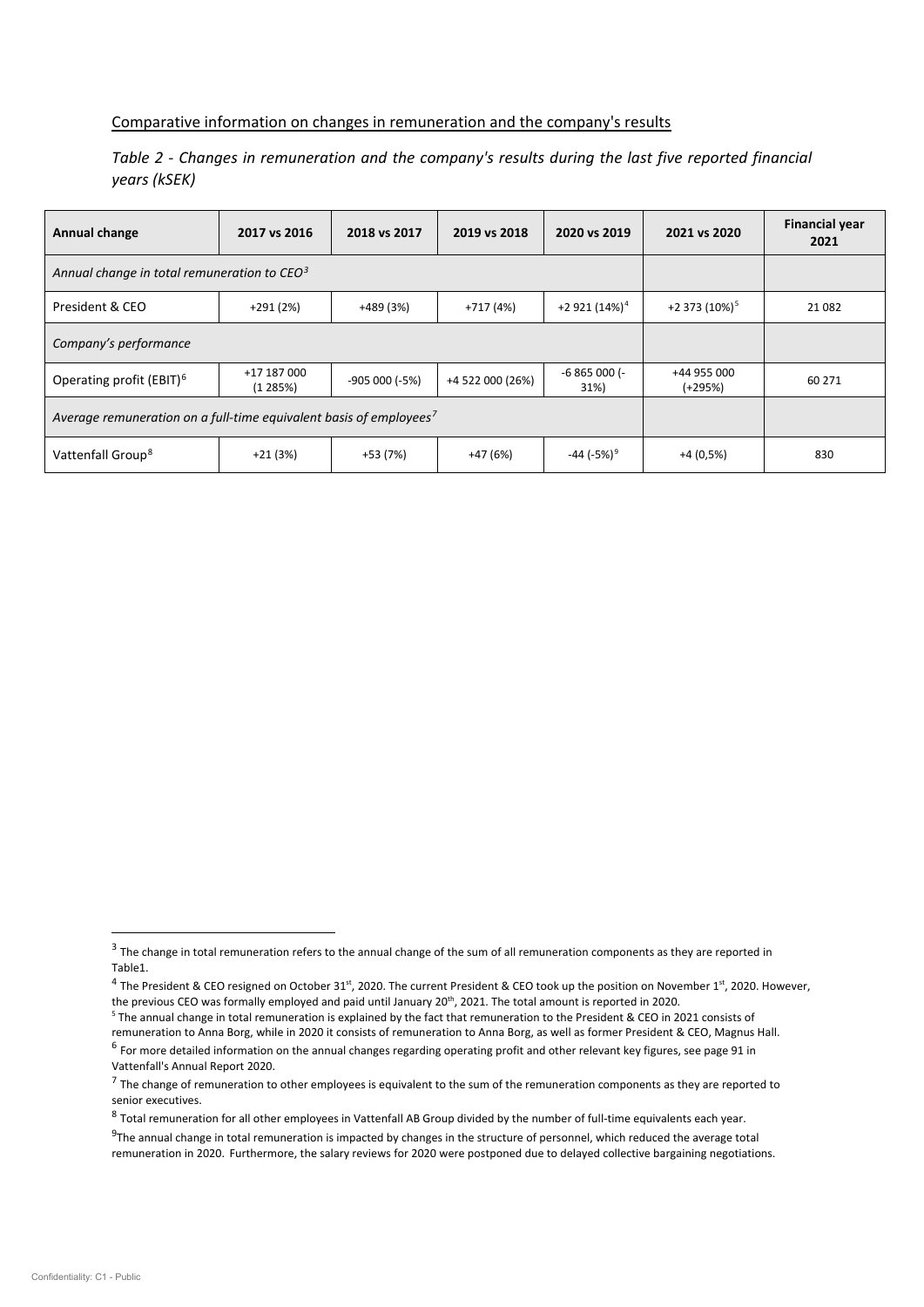Comparative information on changes in remuneration and the company's results

*Table 2 - Changes in remuneration and the company's results during the last five reported financial years (kSEK)*

| Annual change | 2017 vs 2016 | 2018 vs 2017 | 2019 vs 2018 | 2020 vs 2019 | 2021 vs 2020 | Financial year 2021 |
|---|---|---|---|---|---|---|
| *Annual change in total remuneration to CEO*[3] | | | | | | |
| President & CEO | +291 (2%) | +489 (3%) | +717 (4%) | +2 921 (14%)[4] | +2 373 (10%)[5] | 21 082 |
| *Company's performance* | | | | | | |
| Operating profit (EBIT)[6] | +17 187 000 (1 285%) | -905 000 (-5%) | +4 522 000 (26%) | -6 865 000 (-31%) | +44 955 000 (+295%) | 60 271 |
| *Average remuneration on a full-time equivalent basis of employees*[7] | | | | | | |
| Vattenfall Group[8] | +21 (3%) | +53 (7%) | +47 (6%) | -44 (-5%)[9] | +4 (0,5%) | 830 |

[3] The change in total remuneration refers to the annual change of the sum of all remuneration components as they are reported in Table1.

[4] The President & CEO resigned on October 31st, 2020. The current President & CEO took up the position on November 1st, 2020. However, the previous CEO was formally employed and paid until January 20th, 2021. The total amount is reported in 2020.

[5] The annual change in total remuneration is explained by the fact that remuneration to the President & CEO in 2021 consists of remuneration to Anna Borg, while in 2020 it consists of remuneration to Anna Borg, as well as former President & CEO, Magnus Hall.

[6] For more detailed information on the annual changes regarding operating profit and other relevant key figures, see page 91 in Vattenfall's Annual Report 2020.

[7] The change of remuneration to other employees is equivalent to the sum of the remuneration components as they are reported to senior executives.

[8] Total remuneration for all other employees in Vattenfall AB Group divided by the number of full-time equivalents each year.

[9] The annual change in total remuneration is impacted by changes in the structure of personnel, which reduced the average total remuneration in 2020. Furthermore, the salary reviews for 2020 were postponed due to delayed collective bargaining negotiations.